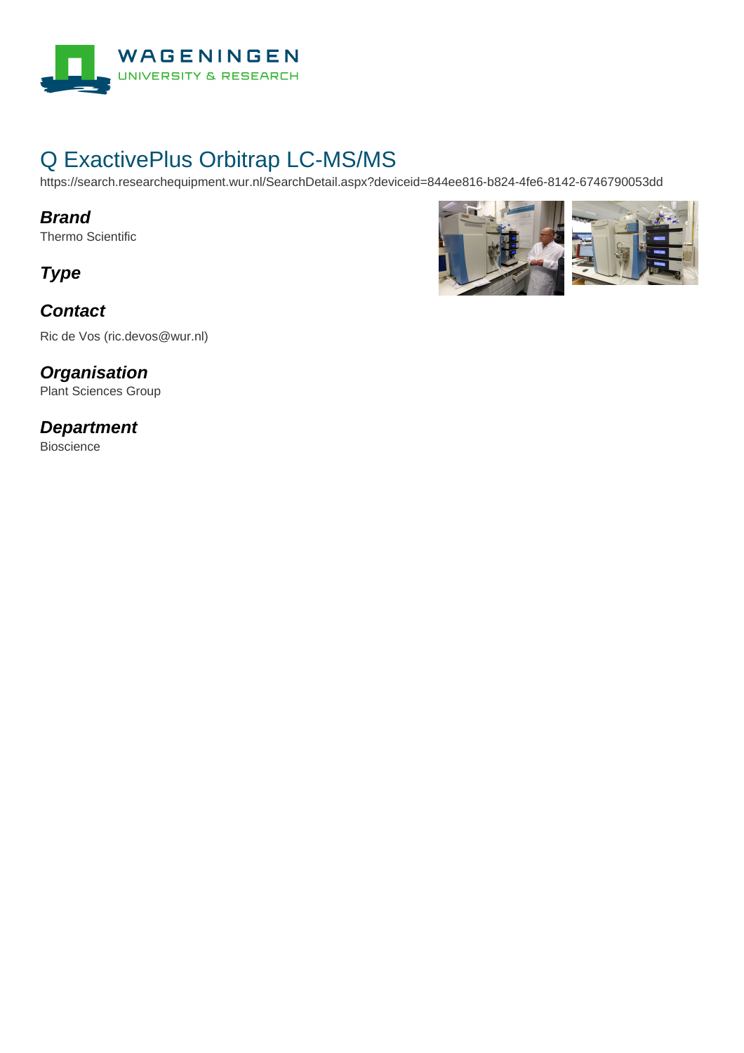# Q ExactivePlus Orbitrap LC-MS/MS

https://search.researchequipment.wur.nl/SearchDetail.aspx?deviceid=844ee816-b824-4fe6-8142-6746790053dd

## Brand

Thermo Scientific

## Type

## Contact

Ric de Vos (ric.devos@wur.nl)

## Organisation

Plant Sciences Group

## Department

Bioscience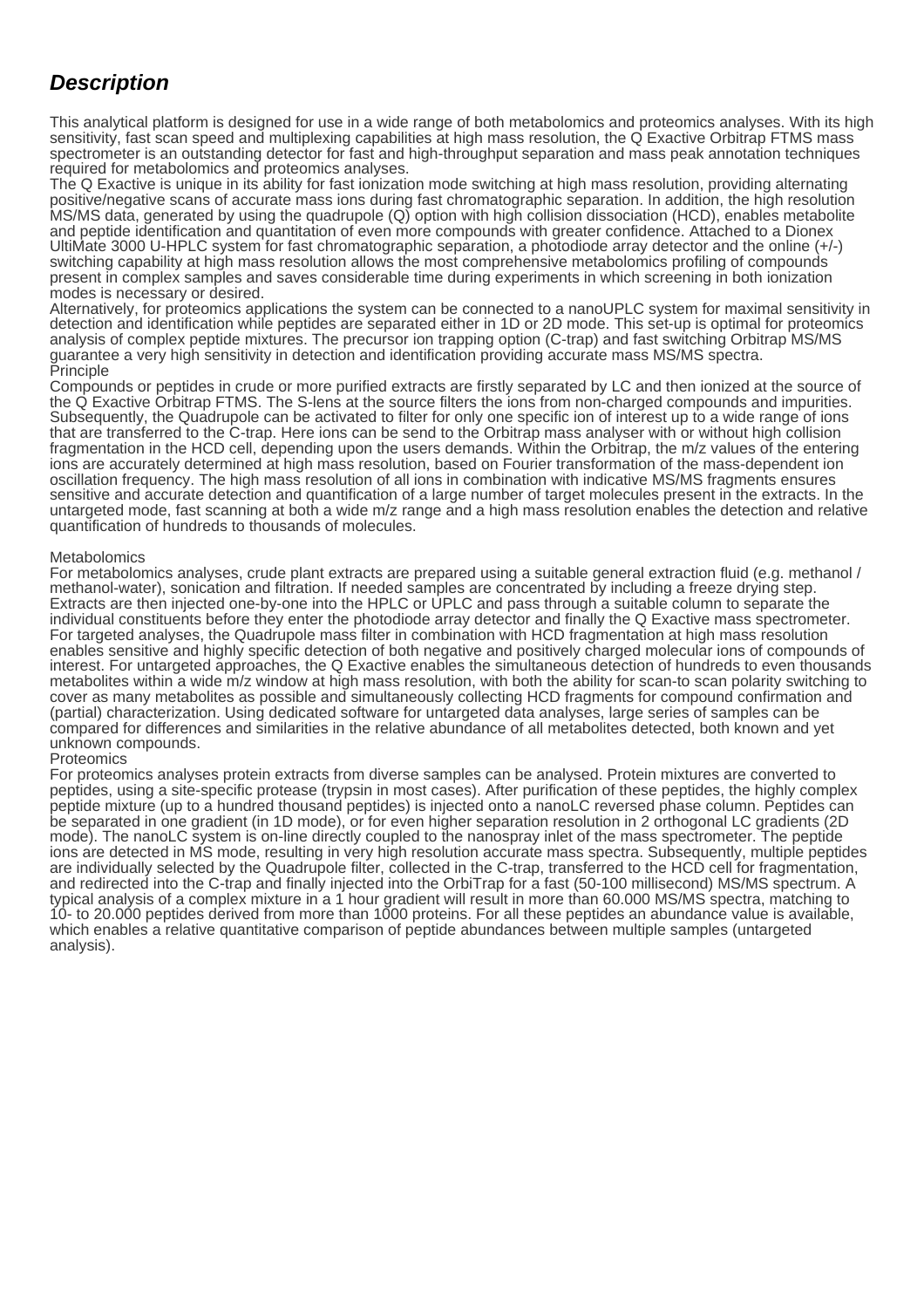## *Description*

This analytical platform is designed for use in a wide range of both metabolomics and proteomics analyses. With its high sensitivity, fast scan speed and multiplexing capabilities at high mass resolution, the Q Exactive Orbitrap FTMS mass spectrometer is an outstanding detector for fast and high-throughput separation and mass peak annotation techniques required for metabolomics and proteomics analyses.
The Q Exactive is unique in its ability for fast ionization mode switching at high mass resolution, providing alternating positive/negative scans of accurate mass ions during fast chromatographic separation. In addition, the high resolution MS/MS data, generated by using the quadrupole (Q) option with high collision dissociation (HCD), enables metabolite and peptide identification and quantitation of even more compounds with greater confidence. Attached to a Dionex UltiMate 3000 U-HPLC system for fast chromatographic separation, a photodiode array detector and the online (+/-) switching capability at high mass resolution allows the most comprehensive metabolomics profiling of compounds present in complex samples and saves considerable time during experiments in which screening in both ionization modes is necessary or desired.
Alternatively, for proteomics applications the system can be connected to a nanoUPLC system for maximal sensitivity in detection and identification while peptides are separated either in 1D or 2D mode. This set-up is optimal for proteomics analysis of complex peptide mixtures. The precursor ion trapping option (C-trap) and fast switching Orbitrap MS/MS guarantee a very high sensitivity in detection and identification providing accurate mass MS/MS spectra.
Principle
Compounds or peptides in crude or more purified extracts are firstly separated by LC and then ionized at the source of the Q Exactive Orbitrap FTMS. The S-lens at the source filters the ions from non-charged compounds and impurities. Subsequently, the Quadrupole can be activated to filter for only one specific ion of interest up to a wide range of ions that are transferred to the C-trap. Here ions can be send to the Orbitrap mass analyser with or without high collision fragmentation in the HCD cell, depending upon the users demands. Within the Orbitrap, the m/z values of the entering ions are accurately determined at high mass resolution, based on Fourier transformation of the mass-dependent ion oscillation frequency. The high mass resolution of all ions in combination with indicative MS/MS fragments ensures sensitive and accurate detection and quantification of a large number of target molecules present in the extracts. In the untargeted mode, fast scanning at both a wide m/z range and a high mass resolution enables the detection and relative quantification of hundreds to thousands of molecules.

Metabolomics
For metabolomics analyses, crude plant extracts are prepared using a suitable general extraction fluid (e.g. methanol / methanol-water), sonication and filtration. If needed samples are concentrated by including a freeze drying step. Extracts are then injected one-by-one into the HPLC or UPLC and pass through a suitable column to separate the individual constituents before they enter the photodiode array detector and finally the Q Exactive mass spectrometer. For targeted analyses, the Quadrupole mass filter in combination with HCD fragmentation at high mass resolution enables sensitive and highly specific detection of both negative and positively charged molecular ions of compounds of interest. For untargeted approaches, the Q Exactive enables the simultaneous detection of hundreds to even thousands metabolites within a wide m/z window at high mass resolution, with both the ability for scan-to scan polarity switching to cover as many metabolites as possible and simultaneously collecting HCD fragments for compound confirmation and (partial) characterization. Using dedicated software for untargeted data analyses, large series of samples can be compared for differences and similarities in the relative abundance of all metabolites detected, both known and yet unknown compounds.
Proteomics
For proteomics analyses protein extracts from diverse samples can be analysed. Protein mixtures are converted to peptides, using a site-specific protease (trypsin in most cases). After purification of these peptides, the highly complex peptide mixture (up to a hundred thousand peptides) is injected onto a nanoLC reversed phase column. Peptides can be separated in one gradient (in 1D mode), or for even higher separation resolution in 2 orthogonal LC gradients (2D mode). The nanoLC system is on-line directly coupled to the nanospray inlet of the mass spectrometer. The peptide ions are detected in MS mode, resulting in very high resolution accurate mass spectra. Subsequently, multiple peptides are individually selected by the Quadrupole filter, collected in the C-trap, transferred to the HCD cell for fragmentation, and redirected into the C-trap and finally injected into the OrbiTrap for a fast (50-100 millisecond) MS/MS spectrum. A typical analysis of a complex mixture in a 1 hour gradient will result in more than 60.000 MS/MS spectra, matching to 10- to 20.000 peptides derived from more than 1000 proteins. For all these peptides an abundance value is available, which enables a relative quantitative comparison of peptide abundances between multiple samples (untargeted analysis).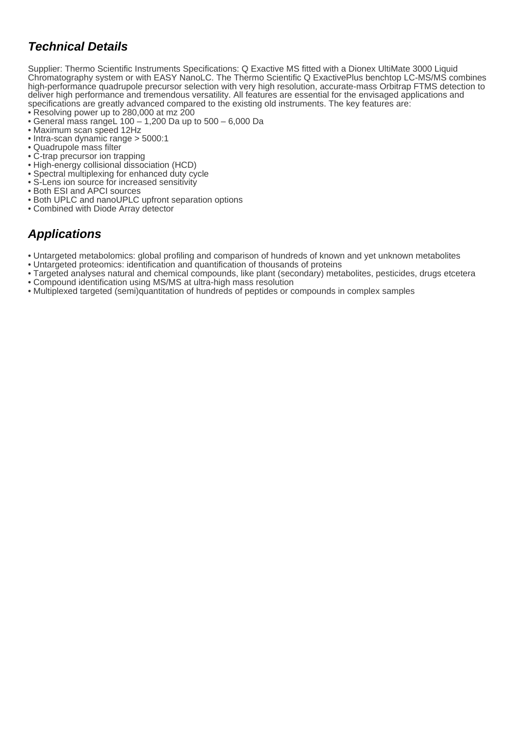## *Technical Details*

Supplier: Thermo Scientific Instruments Specifications: Q Exactive MS fitted with a Dionex UltiMate 3000 Liquid Chromatography system or with EASY NanoLC. The Thermo Scientific Q ExactivePlus benchtop LC-MS/MS combines high-performance quadrupole precursor selection with very high resolution, accurate-mass Orbitrap FTMS detection to deliver high performance and tremendous versatility. All features are essential for the envisaged applications and specifications are greatly advanced compared to the existing old instruments. The key features are:

- Resolving power up to 280,000 at mz 200
- General mass rangeL 100 – 1,200 Da up to 500 – 6,000 Da
- Maximum scan speed 12Hz
- Intra-scan dynamic range > 5000:1
- Quadrupole mass filter
- C-trap precursor ion trapping
- High-energy collisional dissociation (HCD)
- Spectral multiplexing for enhanced duty cycle
- S-Lens ion source for increased sensitivity
- Both ESI and APCI sources
- Both UPLC and nanoUPLC upfront separation options
- Combined with Diode Array detector

## *Applications*

- Untargeted metabolomics: global profiling and comparison of hundreds of known and yet unknown metabolites
- Untargeted proteomics: identification and quantification of thousands of proteins
- Targeted analyses natural and chemical compounds, like plant (secondary) metabolites, pesticides, drugs etcetera
- Compound identification using MS/MS at ultra-high mass resolution
- Multiplexed targeted (semi)quantitation of hundreds of peptides or compounds in complex samples